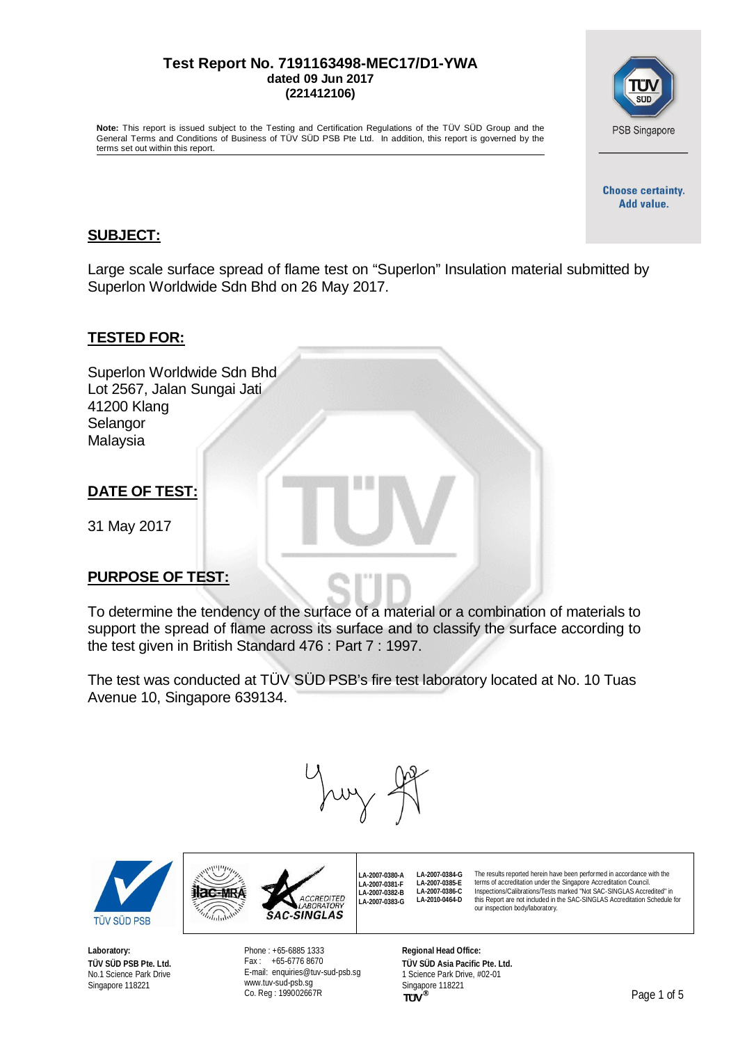**Test Report No. 7191163498-MEC17/D1-YWA**
**dated 09 Jun 2017**
**(221412106)**

**Note:** This report is issued subject to the Testing and Certification Regulations of the TÜV SÜD Group and the General Terms and Conditions of Business of TÜV SÜD PSB Pte Ltd. In addition, this report is governed by the terms set out within this report.

PSB Singapore

**Choose certainty. Add value.**

## SUBJECT:

Large scale surface spread of flame test on "Superlon" Insulation material submitted by Superlon Worldwide Sdn Bhd on 26 May 2017.

## TESTED FOR:

Superlon Worldwide Sdn Bhd
Lot 2567, Jalan Sungai Jati
41200 Klang
Selangor
Malaysia

## DATE OF TEST:

31 May 2017

## PURPOSE OF TEST:

To determine the tendency of the surface of a material or a combination of materials to support the spread of flame across its surface and to classify the surface according to the test given in British Standard 476 : Part 7 : 1997.

The test was conducted at TÜV SÜD PSB's fire test laboratory located at No. 10 Tuas Avenue 10, Singapore 639134.

TÜV SÜD PSB

ilac-MRA | ACCREDITED LABORATORY SAC-SINGLAS

LA-2007-0380-A
LA-2007-0381-F
LA-2007-0382-B
LA-2007-0383-G
LA-2007-0384-G
LA-2007-0385-E
LA-2007-0386-C
LA-2010-0464-D

The results reported herein have been performed in accordance with the terms of accreditation under the Singapore Accreditation Council. Inspections/Calibrations/Tests marked "Not SAC-SINGLAS Accredited" in this Report are not included in the SAC-SINGLAS Accreditation Schedule for our inspection body/laboratory.

**Laboratory:**
**TÜV SÜD PSB Pte. Ltd.**
No.1 Science Park Drive
Singapore 118221

Phone : +65-6885 1333
Fax : +65-6776 8670
E-mail: enquiries@tuv-sud-psb.sg
www.tuv-sud-psb.sg
Co. Reg : 199002667R

**Regional Head Office:**
**TÜV SÜD Asia Pacific Pte. Ltd.**
1 Science Park Drive, #02-01
Singapore 118221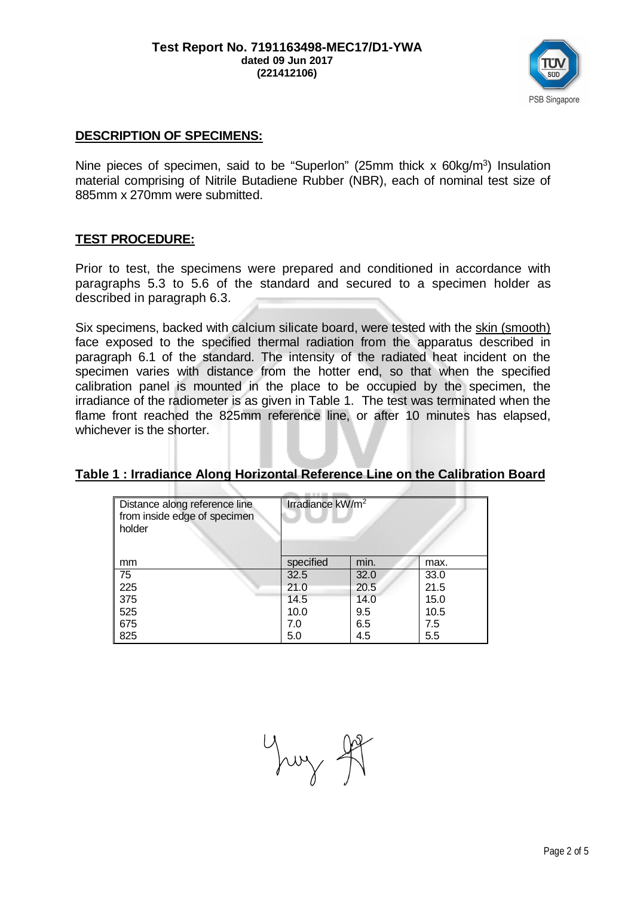**Test Report No. 7191163498-MEC17/D1-YWA**
**dated 09 Jun 2017**
**(221412106)**

## DESCRIPTION OF SPECIMENS:

Nine pieces of specimen, said to be "Superlon" (25mm thick x 60kg/$m^3$) Insulation material comprising of Nitrile Butadiene Rubber (NBR), each of nominal test size of 885mm x 270mm were submitted.

## TEST PROCEDURE:

Prior to test, the specimens were prepared and conditioned in accordance with paragraphs 5.3 to 5.6 of the standard and secured to a specimen holder as described in paragraph 6.3.

Six specimens, backed with calcium silicate board, were tested with the skin (smooth) face exposed to the specified thermal radiation from the apparatus described in paragraph 6.1 of the standard. The intensity of the radiated heat incident on the specimen varies with distance from the hotter end, so that when the specified calibration panel is mounted in the place to be occupied by the specimen, the irradiance of the radiometer is as given in Table 1. The test was terminated when the flame front reached the 825mm reference line, or after 10 minutes has elapsed, whichever is the shorter.

**Table 1 : Irradiance Along Horizontal Reference Line on the Calibration Board**

| Distance along reference line from inside edge of specimen holder | Irradiance kW/$m^2$ | | |
|---|---|---|---|
| mm | specified | min. | max. |
| 75 | 32.5 | 32.0 | 33.0 |
| 225 | 21.0 | 20.5 | 21.5 |
| 375 | 14.5 | 14.0 | 15.0 |
| 525 | 10.0 | 9.5 | 10.5 |
| 675 | 7.0 | 6.5 | 7.5 |
| 825 | 5.0 | 4.5 | 5.5 |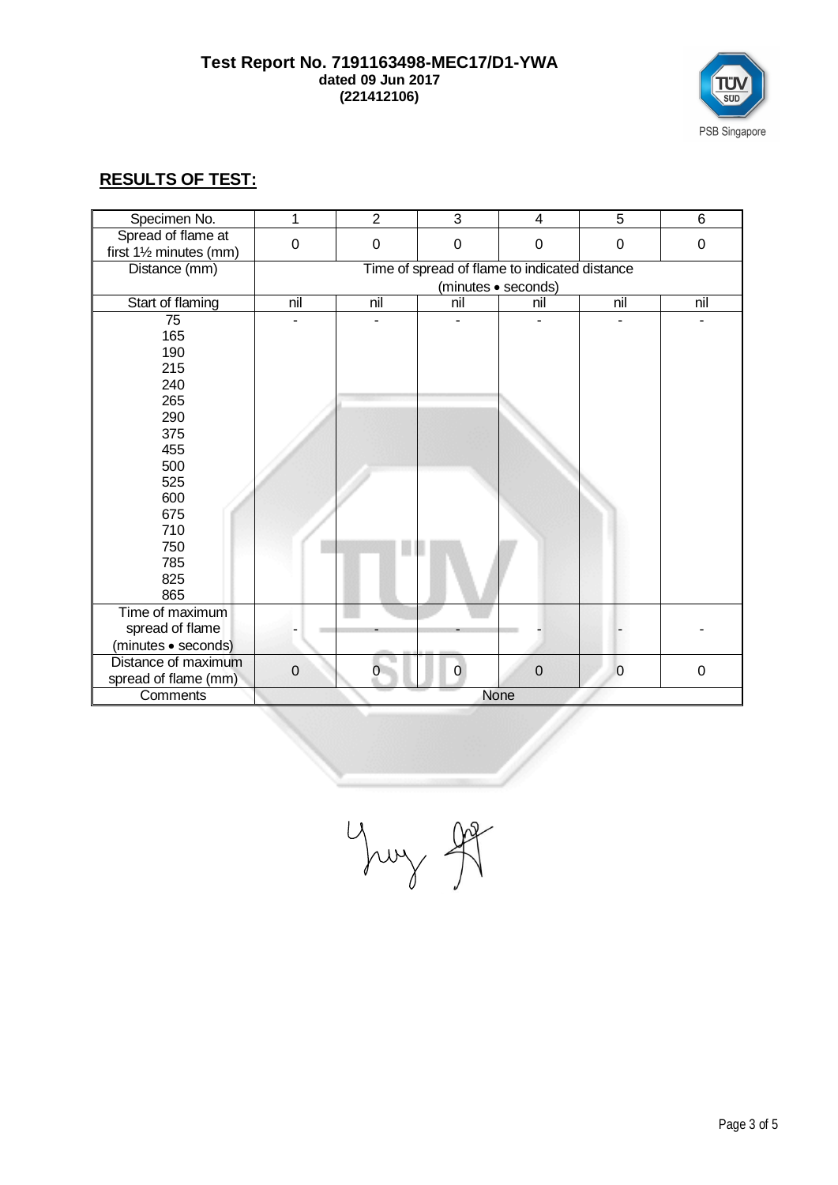## RESULTS OF TEST:

| Specimen No. | 1 | 2 | 3 | 4 | 5 | 6 |
|---|---|---|---|---|---|---|
| Spread of flame at first 1½ minutes (mm) | 0 | 0 | 0 | 0 | 0 | 0 |
| Distance (mm) | Time of spread of flame to indicated distance (minutes • seconds) | | | | | |
| Start of flaming | nil | nil | nil | nil | nil | nil |
| 75 | - | - | - | - | - | - |
| 165 | | | | | | |
| 190 | | | | | | |
| 215 | | | | | | |
| 240 | | | | | | |
| 265 | | | | | | |
| 290 | | | | | | |
| 375 | | | | | | |
| 455 | | | | | | |
| 500 | | | | | | |
| 525 | | | | | | |
| 600 | | | | | | |
| 675 | | | | | | |
| 710 | | | | | | |
| 750 | | | | | | |
| 785 | | | | | | |
| 825 | | | | | | |
| 865 | | | | | | |
| Time of maximum spread of flame (minutes • seconds) | - | - | - | - | - | - |
| Distance of maximum spread of flame (mm) | 0 | 0 | 0 | 0 | 0 | 0 |
| Comments | None | | | | | |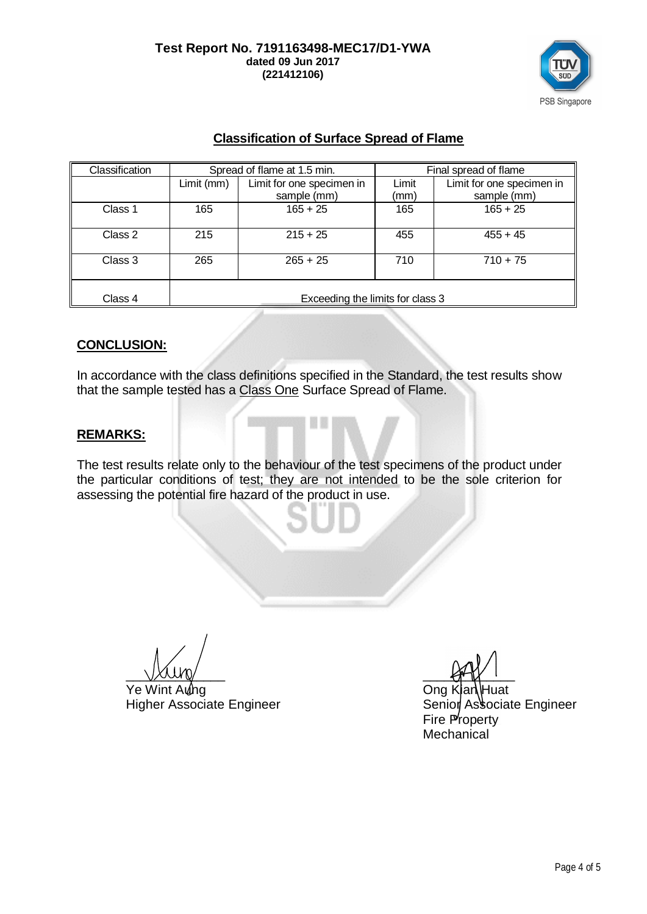**Test Report No. 7191163498-MEC17/D1-YWA**
**dated 09 Jun 2017**
**(221412106)**

## Classification of Surface Spread of Flame

| Classification | Spread of flame at 1.5 min. | | Final spread of flame | |
|---|---|---|---|---|
| | Limit (mm) | Limit for one specimen in sample (mm) | Limit (mm) | Limit for one specimen in sample (mm) |
| Class 1 | 165 | 165 + 25 | 165 | 165 + 25 |
| Class 2 | 215 | 215 + 25 | 455 | 455 + 45 |
| Class 3 | 265 | 265 + 25 | 710 | 710 + 75 |
| Class 4 | Exceeding the limits for class 3 | | | |

## CONCLUSION:

In accordance with the class definitions specified in the Standard, the test results show that the sample tested has a Class One Surface Spread of Flame.

## REMARKS:

The test results relate only to the behaviour of the test specimens of the product under the particular conditions of test; they are not intended to be the sole criterion for assessing the potential fire hazard of the product in use.

Ye Wint Aung
Higher Associate Engineer

Ong Kian Huat
Senior Associate Engineer
Fire Property
Mechanical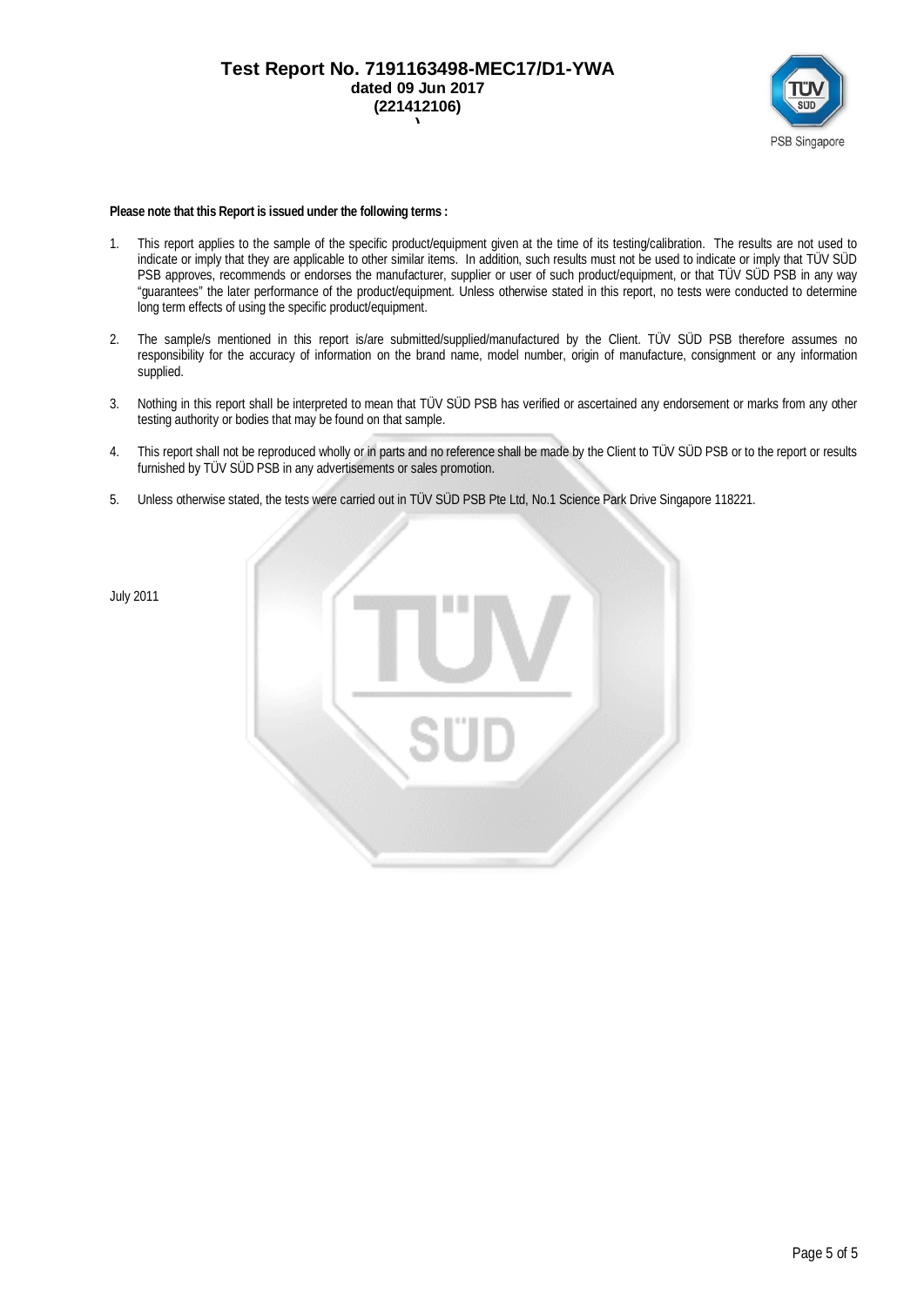**Please note that this Report is issued under the following terms :**

1. This report applies to the sample of the specific product/equipment given at the time of its testing/calibration. The results are not used to indicate or imply that they are applicable to other similar items. In addition, such results must not be used to indicate or imply that TÜV SÜD PSB approves, recommends or endorses the manufacturer, supplier or user of such product/equipment, or that TÜV SÜD PSB in any way "guarantees" the later performance of the product/equipment. Unless otherwise stated in this report, no tests were conducted to determine long term effects of using the specific product/equipment.

2. The sample/s mentioned in this report is/are submitted/supplied/manufactured by the Client. TÜV SÜD PSB therefore assumes no responsibility for the accuracy of information on the brand name, model number, origin of manufacture, consignment or any information supplied.

3. Nothing in this report shall be interpreted to mean that TÜV SÜD PSB has verified or ascertained any endorsement or marks from any other testing authority or bodies that may be found on that sample.

4. This report shall not be reproduced wholly or in parts and no reference shall be made by the Client to TÜV SÜD PSB or to the report or results furnished by TÜV SÜD PSB in any advertisements or sales promotion.

5. Unless otherwise stated, the tests were carried out in TÜV SÜD PSB Pte Ltd, No.1 Science Park Drive Singapore 118221.

July 2011